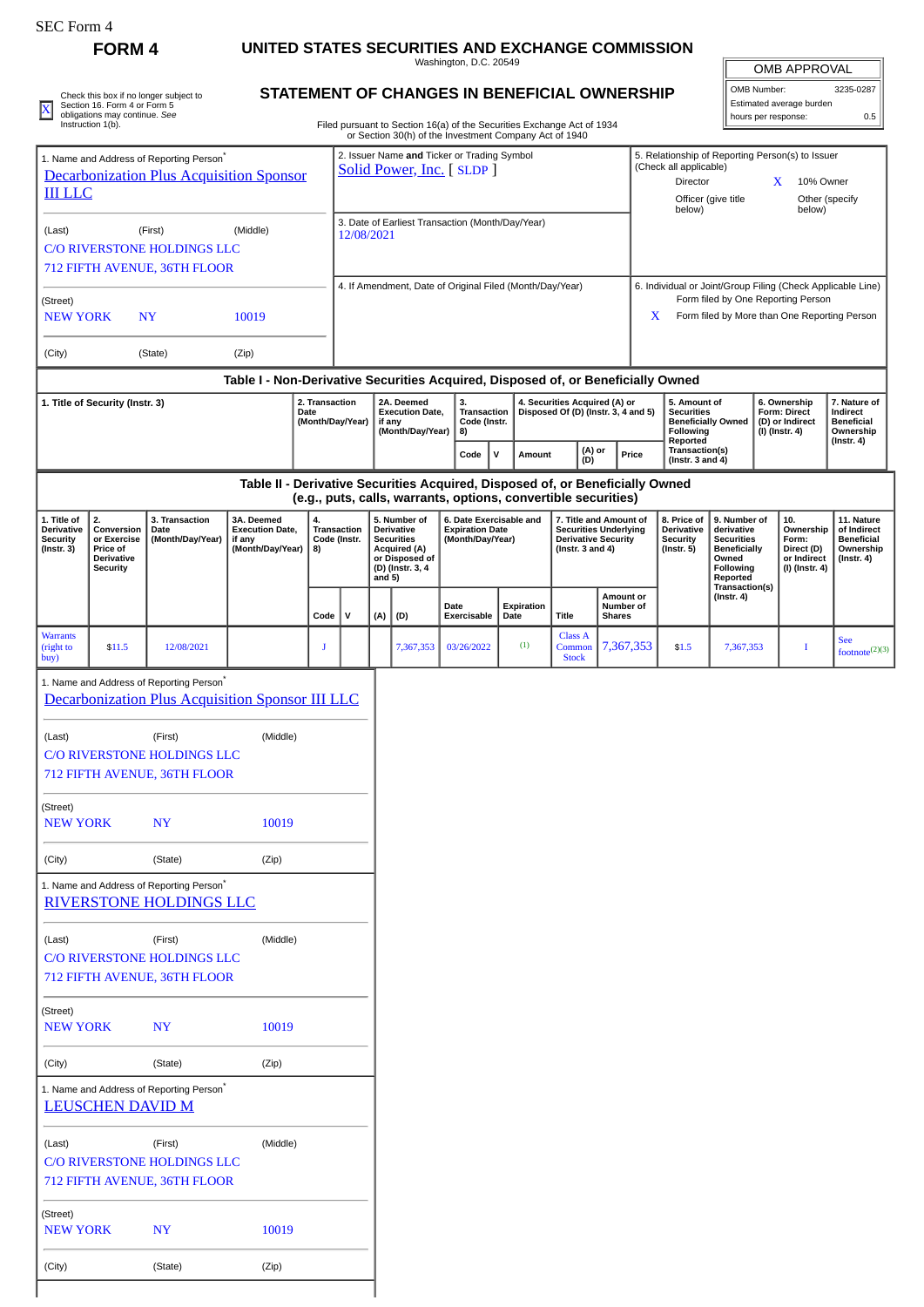SEC Form 4

# FORM 4

## UNITED STATES SECURITIES AND EXCHANGE COMMISSION

Washington, D.C. 20549

## STATEMENT OF CHANGES IN BENEFICIAL OWNERSHIP

Filed pursuant to Section 16(a) of the Securities Exchange Act of 1934 or Section 30(h) of the Investment Company Act of 1940

| OMB APPROVAL | |
|---|---|
| OMB Number: | 3235-0287 |
| Estimated average burden | |
| hours per response: | 0.5 |

[X] Check this box if no longer subject to Section 16. Form 4 or Form 5 obligations may continue. *See* Instruction 1(b).

1. Name and Address of Reporting Person*

Decarbonization Plus Acquisition Sponsor III LLC

(Last) (First) (Middle)

C/O RIVERSTONE HOLDINGS LLC
712 FIFTH AVENUE, 36TH FLOOR

(Street)

NEW YORK NY 10019

(City) (State) (Zip)

2. Issuer Name and Ticker or Trading Symbol
Solid Power, Inc. [ SLDP ]

3. Date of Earliest Transaction (Month/Day/Year)
12/08/2021

4. If Amendment, Date of Original Filed (Month/Day/Year)

5. Relationship of Reporting Person(s) to Issuer (Check all applicable)

Director
X 10% Owner
Officer (give title below)
Other (specify below)

6. Individual or Joint/Group Filing (Check Applicable Line)

Form filed by One Reporting Person
X Form filed by More than One Reporting Person

### Table I - Non-Derivative Securities Acquired, Disposed of, or Beneficially Owned

| 1. Title of Security (Instr. 3) | 2. Transaction Date (Month/Day/Year) | 2A. Deemed Execution Date, if any (Month/Day/Year) | 3. Transaction Code (Instr. 8) | | 4. Securities Acquired (A) or Disposed Of (D) (Instr. 3, 4 and 5) | | | 5. Amount of Securities Beneficially Owned Following Reported Transaction(s) (Instr. 3 and 4) | 6. Ownership Form: Direct (D) or Indirect (I) (Instr. 4) | 7. Nature of Indirect Beneficial Ownership (Instr. 4) |
|---|---|---|---|---|---|---|---|---|---|---|
| | | | Code | V | Amount | (A) or (D) | Price | | | |

### Table II - Derivative Securities Acquired, Disposed of, or Beneficially Owned (e.g., puts, calls, warrants, options, convertible securities)

| 1. Title of Derivative Security (Instr. 3) | 2. Conversion or Exercise Price of Derivative Security | 3. Transaction Date (Month/Day/Year) | 3A. Deemed Execution Date, if any (Month/Day/Year) | 4. Transaction Code (Instr. 8) | | 5. Number of Derivative Securities Acquired (A) or Disposed of (D) (Instr. 3, 4 and 5) | | 6. Date Exercisable and Expiration Date (Month/Day/Year) | | 7. Title and Amount of Securities Underlying Derivative Security (Instr. 3 and 4) | | 8. Price of Derivative Security (Instr. 5) | 9. Number of derivative Securities Beneficially Owned Following Reported Transaction(s) (Instr. 4) | 10. Ownership Form: Direct (D) or Indirect (I) (Instr. 4) | 11. Nature of Indirect Beneficial Ownership (Instr. 4) |
|---|---|---|---|---|---|---|---|---|---|---|---|---|---|---|---|
| | | | | Code | V | (A) | (D) | Date Exercisable | Expiration Date | Title | Amount or Number of Shares | | | | |
| Warrants (right to buy) | $11.5 | 12/08/2021 | | J | | | 7,367,353 | 03/26/2022 | (1) | Class A Common Stock | 7,367,353 | $1.5 | 7,367,353 | I | See footnote[(2)(3)] |

1. Name and Address of Reporting Person*

Decarbonization Plus Acquisition Sponsor III LLC

(Last) (First) (Middle)

C/O RIVERSTONE HOLDINGS LLC
712 FIFTH AVENUE, 36TH FLOOR

(Street)

NEW YORK NY 10019

(City) (State) (Zip)

1. Name and Address of Reporting Person*

RIVERSTONE HOLDINGS LLC

(Last) (First) (Middle)

C/O RIVERSTONE HOLDINGS LLC
712 FIFTH AVENUE, 36TH FLOOR

(Street)

NEW YORK NY 10019

(City) (State) (Zip)

1. Name and Address of Reporting Person*

LEUSCHEN DAVID M

(Last) (First) (Middle)

C/O RIVERSTONE HOLDINGS LLC
712 FIFTH AVENUE, 36TH FLOOR

(Street)

NEW YORK NY 10019

(City) (State) (Zip)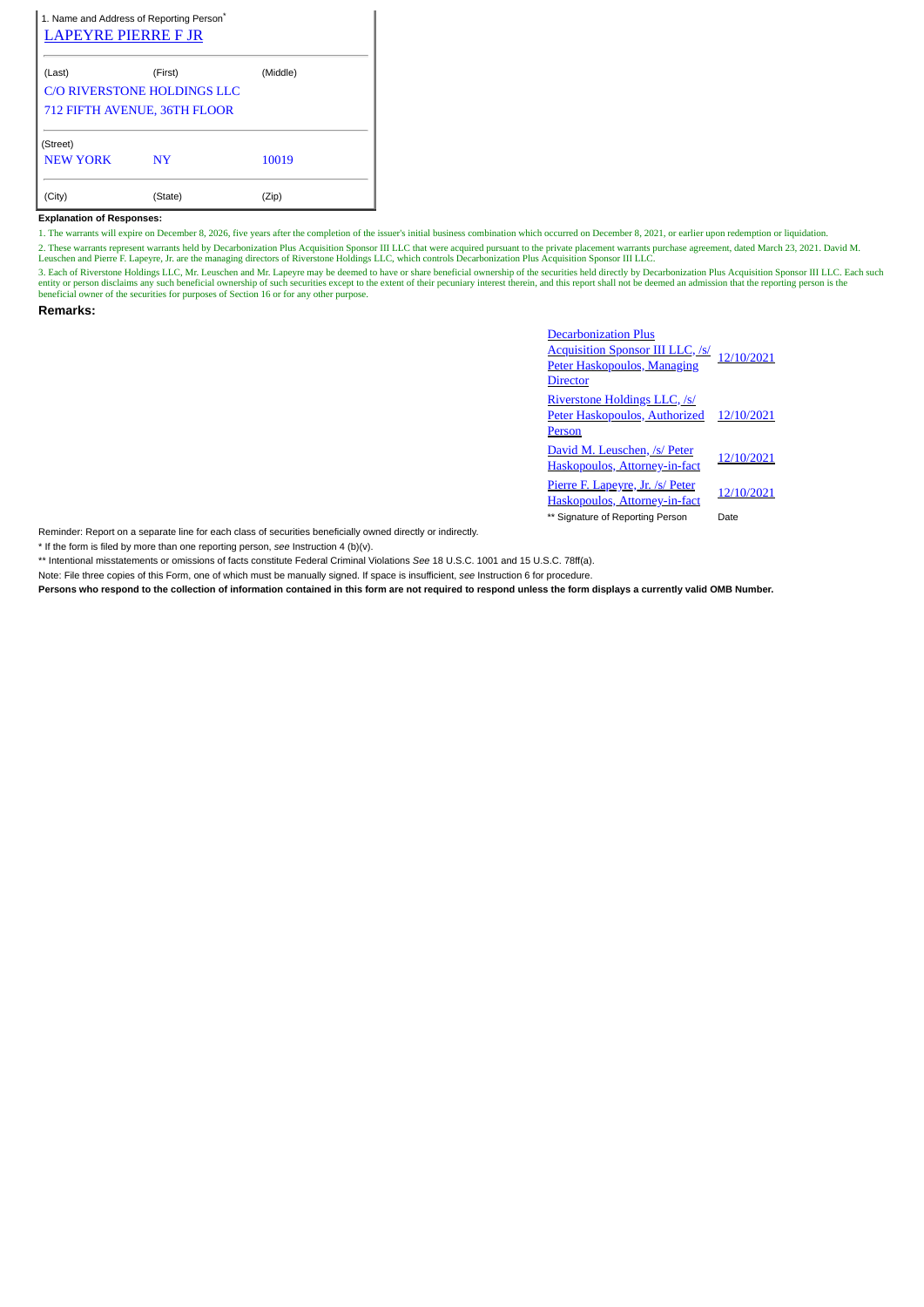1. Name and Address of Reporting Person*

LAPEYRE PIERRE F JR

| (Last) | (First) | (Middle) |
|---|---|---|

C/O RIVERSTONE HOLDINGS LLC
712 FIFTH AVENUE, 36TH FLOOR

(Street)

| NEW YORK | NY | 10019 |
|---|---|---|
| (City) | (State) | (Zip) |

**Explanation of Responses:**

1. The warrants will expire on December 8, 2026, five years after the completion of the issuer's initial business combination which occurred on December 8, 2021, or earlier upon redemption or liquidation.

2. These warrants represent warrants held by Decarbonization Plus Acquisition Sponsor III LLC that were acquired pursuant to the private placement warrants purchase agreement, dated March 23, 2021. David M. Leuschen and Pierre F. Lapeyre, Jr. are the managing directors of Riverstone Holdings LLC, which controls Decarbonization Plus Acquisition Sponsor III LLC.

3. Each of Riverstone Holdings LLC, Mr. Leuschen and Mr. Lapeyre may be deemed to have or share beneficial ownership of the securities held directly by Decarbonization Plus Acquisition Sponsor III LLC. Each such entity or person disclaims any such beneficial ownership of such securities except to the extent of their pecuniary interest therein, and this report shall not be deemed an admission that the reporting person is the beneficial owner of the securities for purposes of Section 16 or for any other purpose.

**Remarks:**

| | |
|---|---|
| Decarbonization Plus Acquisition Sponsor III LLC, /s/ Peter Haskopoulos, Managing Director | 12/10/2021 |
| Riverstone Holdings LLC, /s/ Peter Haskopoulos, Authorized Person | 12/10/2021 |
| David M. Leuschen, /s/ Peter Haskopoulos, Attorney-in-fact | 12/10/2021 |
| Pierre F. Lapeyre, Jr. /s/ Peter Haskopoulos, Attorney-in-fact | 12/10/2021 |
| ** Signature of Reporting Person | Date |

Reminder: Report on a separate line for each class of securities beneficially owned directly or indirectly.

* If the form is filed by more than one reporting person, *see* Instruction 4 (b)(v).

** Intentional misstatements or omissions of facts constitute Federal Criminal Violations *See* 18 U.S.C. 1001 and 15 U.S.C. 78ff(a).

Note: File three copies of this Form, one of which must be manually signed. If space is insufficient, *see* Instruction 6 for procedure.

**Persons who respond to the collection of information contained in this form are not required to respond unless the form displays a currently valid OMB Number.**